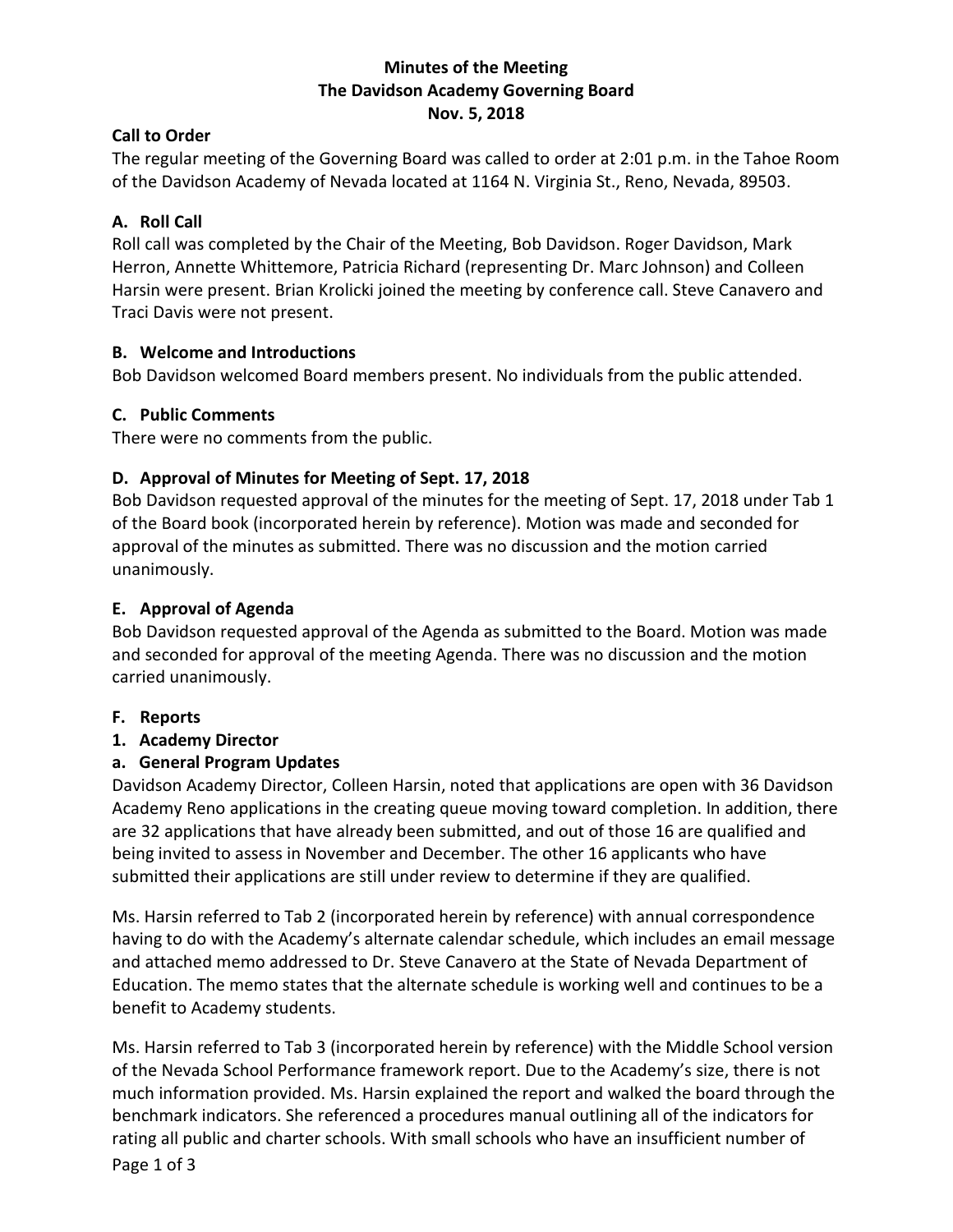# Minutes of the Meeting
# The Davidson Academy Governing Board
# Nov. 5, 2018

## Call to Order

The regular meeting of the Governing Board was called to order at 2:01 p.m. in the Tahoe Room of the Davidson Academy of Nevada located at 1164 N. Virginia St., Reno, Nevada, 89503.

## A. Roll Call

Roll call was completed by the Chair of the Meeting, Bob Davidson. Roger Davidson, Mark Herron, Annette Whittemore, Patricia Richard (representing Dr. Marc Johnson) and Colleen Harsin were present. Brian Krolicki joined the meeting by conference call. Steve Canavero and Traci Davis were not present.

## B. Welcome and Introductions

Bob Davidson welcomed Board members present. No individuals from the public attended.

## C. Public Comments

There were no comments from the public.

## D. Approval of Minutes for Meeting of Sept. 17, 2018

Bob Davidson requested approval of the minutes for the meeting of Sept. 17, 2018 under Tab 1 of the Board book (incorporated herein by reference). Motion was made and seconded for approval of the minutes as submitted. There was no discussion and the motion carried unanimously.

## E. Approval of Agenda

Bob Davidson requested approval of the Agenda as submitted to the Board. Motion was made and seconded for approval of the meeting Agenda. There was no discussion and the motion carried unanimously.

## F. Reports

### 1. Academy Director

#### a. General Program Updates

Davidson Academy Director, Colleen Harsin, noted that applications are open with 36 Davidson Academy Reno applications in the creating queue moving toward completion. In addition, there are 32 applications that have already been submitted, and out of those 16 are qualified and being invited to assess in November and December. The other 16 applicants who have submitted their applications are still under review to determine if they are qualified.

Ms. Harsin referred to Tab 2 (incorporated herein by reference) with annual correspondence having to do with the Academy's alternate calendar schedule, which includes an email message and attached memo addressed to Dr. Steve Canavero at the State of Nevada Department of Education. The memo states that the alternate schedule is working well and continues to be a benefit to Academy students.

Ms. Harsin referred to Tab 3 (incorporated herein by reference) with the Middle School version of the Nevada School Performance framework report. Due to the Academy's size, there is not much information provided. Ms. Harsin explained the report and walked the board through the benchmark indicators. She referenced a procedures manual outlining all of the indicators for rating all public and charter schools. With small schools who have an insufficient number of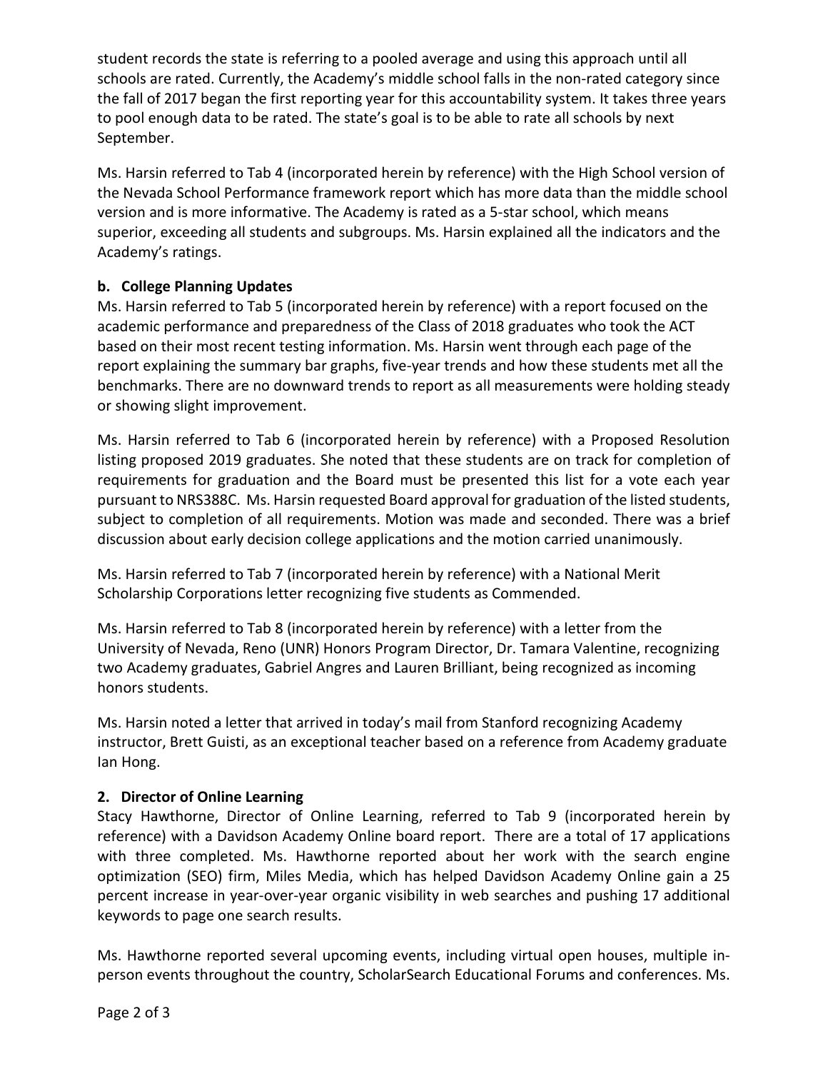student records the state is referring to a pooled average and using this approach until all schools are rated. Currently, the Academy's middle school falls in the non-rated category since the fall of 2017 began the first reporting year for this accountability system. It takes three years to pool enough data to be rated. The state's goal is to be able to rate all schools by next September.

Ms. Harsin referred to Tab 4 (incorporated herein by reference) with the High School version of the Nevada School Performance framework report which has more data than the middle school version and is more informative. The Academy is rated as a 5-star school, which means superior, exceeding all students and subgroups. Ms. Harsin explained all the indicators and the Academy's ratings.

**b. College Planning Updates**

Ms. Harsin referred to Tab 5 (incorporated herein by reference) with a report focused on the academic performance and preparedness of the Class of 2018 graduates who took the ACT based on their most recent testing information. Ms. Harsin went through each page of the report explaining the summary bar graphs, five-year trends and how these students met all the benchmarks. There are no downward trends to report as all measurements were holding steady or showing slight improvement.

Ms. Harsin referred to Tab 6 (incorporated herein by reference) with a Proposed Resolution listing proposed 2019 graduates. She noted that these students are on track for completion of requirements for graduation and the Board must be presented this list for a vote each year pursuant to NRS388C. Ms. Harsin requested Board approval for graduation of the listed students, subject to completion of all requirements. Motion was made and seconded. There was a brief discussion about early decision college applications and the motion carried unanimously.

Ms. Harsin referred to Tab 7 (incorporated herein by reference) with a National Merit Scholarship Corporations letter recognizing five students as Commended.

Ms. Harsin referred to Tab 8 (incorporated herein by reference) with a letter from the University of Nevada, Reno (UNR) Honors Program Director, Dr. Tamara Valentine, recognizing two Academy graduates, Gabriel Angres and Lauren Brilliant, being recognized as incoming honors students.

Ms. Harsin noted a letter that arrived in today's mail from Stanford recognizing Academy instructor, Brett Guisti, as an exceptional teacher based on a reference from Academy graduate Ian Hong.

**2. Director of Online Learning**

Stacy Hawthorne, Director of Online Learning, referred to Tab 9 (incorporated herein by reference) with a Davidson Academy Online board report. There are a total of 17 applications with three completed. Ms. Hawthorne reported about her work with the search engine optimization (SEO) firm, Miles Media, which has helped Davidson Academy Online gain a 25 percent increase in year-over-year organic visibility in web searches and pushing 17 additional keywords to page one search results.

Ms. Hawthorne reported several upcoming events, including virtual open houses, multiple in-person events throughout the country, ScholarSearch Educational Forums and conferences. Ms.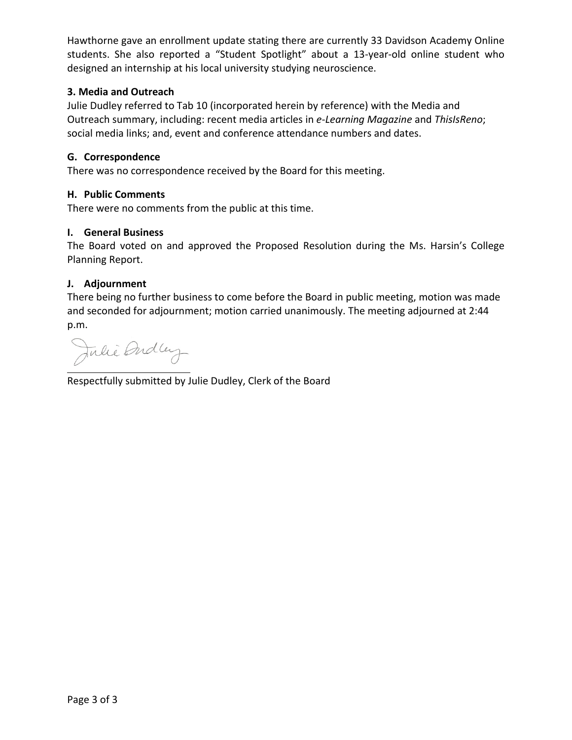Hawthorne gave an enrollment update stating there are currently 33 Davidson Academy Online students. She also reported a "Student Spotlight" about a 13-year-old online student who designed an internship at his local university studying neuroscience.

**3. Media and Outreach**

Julie Dudley referred to Tab 10 (incorporated herein by reference) with the Media and Outreach summary, including: recent media articles in *e-Learning Magazine* and *ThisIsReno*; social media links; and, event and conference attendance numbers and dates.

### G. Correspondence

There was no correspondence received by the Board for this meeting.

### H. Public Comments

There were no comments from the public at this time.

### I. General Business

The Board voted on and approved the Proposed Resolution during the Ms. Harsin's College Planning Report.

### J. Adjournment

There being no further business to come before the Board in public meeting, motion was made and seconded for adjournment; motion carried unanimously. The meeting adjourned at 2:44 p.m.

Respectfully submitted by Julie Dudley, Clerk of the Board